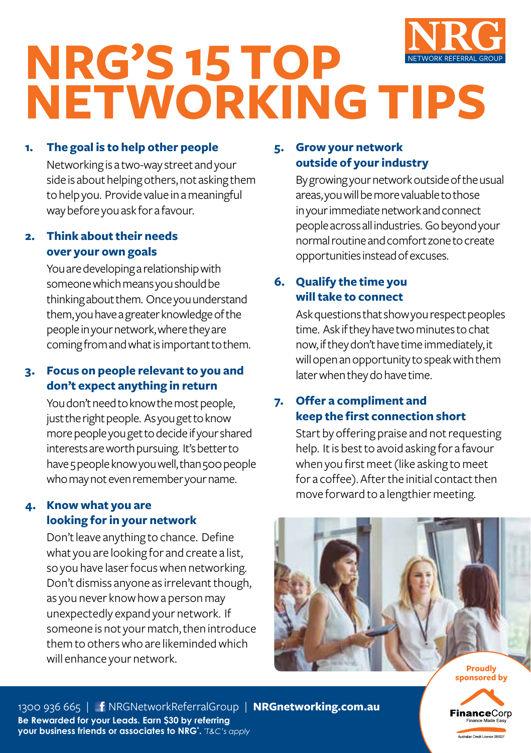# NRG'S 15 TOP NETWORKING TIPS

NRG NETWORK REFERRAL GROUP

1. **The goal is to help other people**

   Networking is a two-way street and your side is about helping others, not asking them to help you. Provide value in a meaningful way before you ask for a favour.

2. **Think about their needs over your own goals**

   You are developing a relationship with someone which means you should be thinking about them. Once you understand them, you have a greater knowledge of the people in your network, where they are coming from and what is important to them.

3. **Focus on people relevant to you and don't expect anything in return**

   You don't need to know the most people, just the right people. As you get to know more people you get to decide if your shared interests are worth pursuing. It's better to have 5 people know you well, than 500 people who may not even remember your name.

4. **Know what you are looking for in your network**

   Don't leave anything to chance. Define what you are looking for and create a list, so you have laser focus when networking. Don't dismiss anyone as irrelevant though, as you never know how a person may unexpectedly expand your network. If someone is not your match, then introduce them to others who are likeminded which will enhance your network.

5. **Grow your network outside of your industry**

   By growing your network outside of the usual areas, you will be more valuable to those in your immediate network and connect people across all industries. Go beyond your normal routine and comfort zone to create opportunities instead of excuses.

6. **Qualify the time you will take to connect**

   Ask questions that show you respect peoples time. Ask if they have two minutes to chat now, if they don't have time immediately, it will open an opportunity to speak with them later when they do have time.

7. **Offer a compliment and keep the first connection short**

   Start by offering praise and not requesting help. It is best to avoid asking for a favour when you first meet (like asking to meet for a coffee). After the initial contact then move forward to a lengthier meeting.

Proudly sponsored by FinanceCorp Finance Made Easy

Australian Credit Licence 395037

1300 936 665 | NRGNetworkReferralGroup | **NRGnetworking.com.au**

**Be Rewarded for your Leads. Earn $30 by referring your business friends or associates to NRG*.** *\*T&C's apply*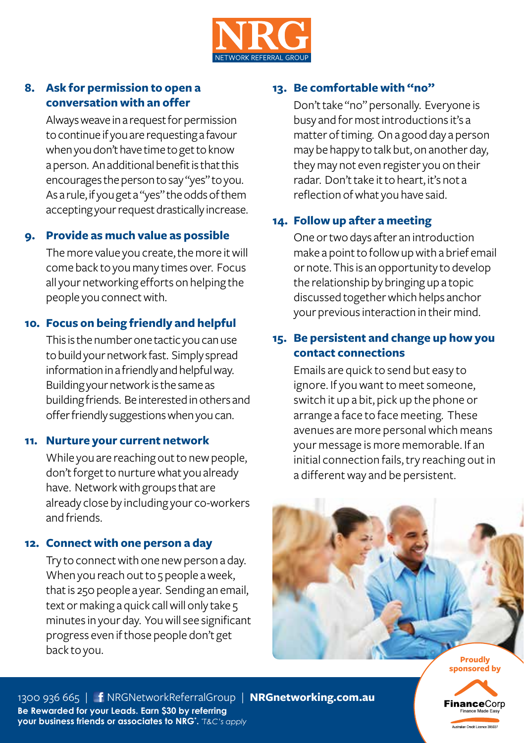## 8. Ask for permission to open a conversation with an offer

Always weave in a request for permission to continue if you are requesting a favour when you don't have time to get to know a person. An additional benefit is that this encourages the person to say "yes" to you. As a rule, if you get a "yes" the odds of them accepting your request drastically increase.

## 9. Provide as much value as possible

The more value you create, the more it will come back to you many times over. Focus all your networking efforts on helping the people you connect with.

## 10. Focus on being friendly and helpful

This is the number one tactic you can use to build your network fast. Simply spread information in a friendly and helpful way. Building your network is the same as building friends. Be interested in others and offer friendly suggestions when you can.

## 11. Nurture your current network

While you are reaching out to new people, don't forget to nurture what you already have. Network with groups that are already close by including your co-workers and friends.

## 12. Connect with one person a day

Try to connect with one new person a day. When you reach out to 5 people a week, that is 250 people a year. Sending an email, text or making a quick call will only take 5 minutes in your day. You will see significant progress even if those people don't get back to you.

## 13. Be comfortable with "no"

Don't take "no" personally. Everyone is busy and for most introductions it's a matter of timing. On a good day a person may be happy to talk but, on another day, they may not even register you on their radar. Don't take it to heart, it's not a reflection of what you have said.

## 14. Follow up after a meeting

One or two days after an introduction make a point to follow up with a brief email or note. This is an opportunity to develop the relationship by bringing up a topic discussed together which helps anchor your previous interaction in their mind.

## 15. Be persistent and change up how you contact connections

Emails are quick to send but easy to ignore. If you want to meet someone, switch it up a bit, pick up the phone or arrange a face to face meeting. These avenues are more personal which means your message is more memorable. If an initial connection fails, try reaching out in a different way and be persistent.

1300 936 665 | NRGNetworkReferralGroup | **NRGnetworking.com.au**

**Be Rewarded for your Leads. Earn $30 by referring your business friends or associates to NRG*.** *T&C's apply*

Proudly sponsored by FinanceCorp – Finance Made Easy

Australian Credit Licence 395037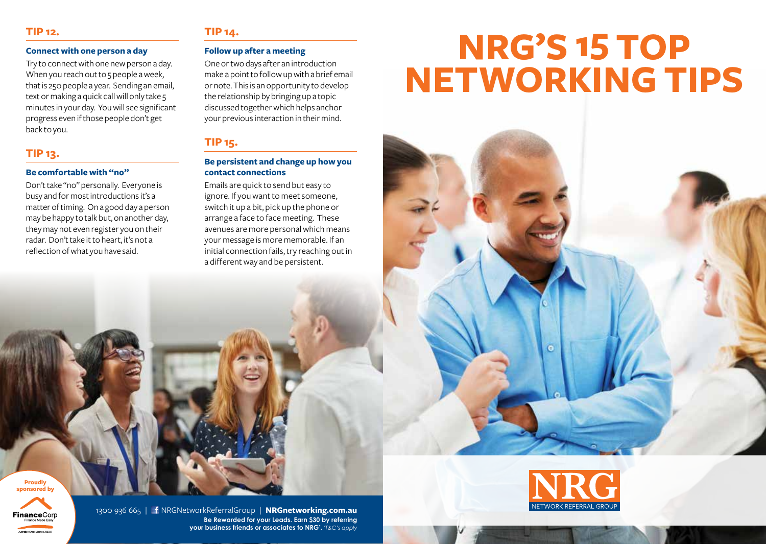# NRG'S 15 TOP NETWORKING TIPS

## TIP 12.

### Connect with one person a day

Try to connect with one new person a day. When you reach out to 5 people a week, that is 250 people a year. Sending an email, text or making a quick call will only take 5 minutes in your day. You will see significant progress even if those people don't get back to you.

## TIP 13.

### Be comfortable with "no"

Don't take "no" personally. Everyone is busy and for most introductions it's a matter of timing. On a good day a person may be happy to talk but, on another day, they may not even register you on their radar. Don't take it to heart, it's not a reflection of what you have said.

## TIP 14.

### Follow up after a meeting

One or two days after an introduction make a point to follow up with a brief email or note. This is an opportunity to develop the relationship by bringing up a topic discussed together which helps anchor your previous interaction in their mind.

## TIP 15.

### Be persistent and change up how you contact connections

Emails are quick to send but easy to ignore. If you want to meet someone, switch it up a bit, pick up the phone or arrange a face to face meeting. These avenues are more personal which means your message is more memorable. If an initial connection fails, try reaching out in a different way and be persistent.

Proudly sponsored by FinanceCorp
Finance Made Easy
Australian Credit Licence 385037

1300 936 665 | NRGNetworkReferralGroup | **NRGnetworking.com.au**

**Be Rewarded for your Leads. Earn $30 by referring your business friends or associates to NRG*.** *T&C's apply*

NRG
NETWORK REFERRAL GROUP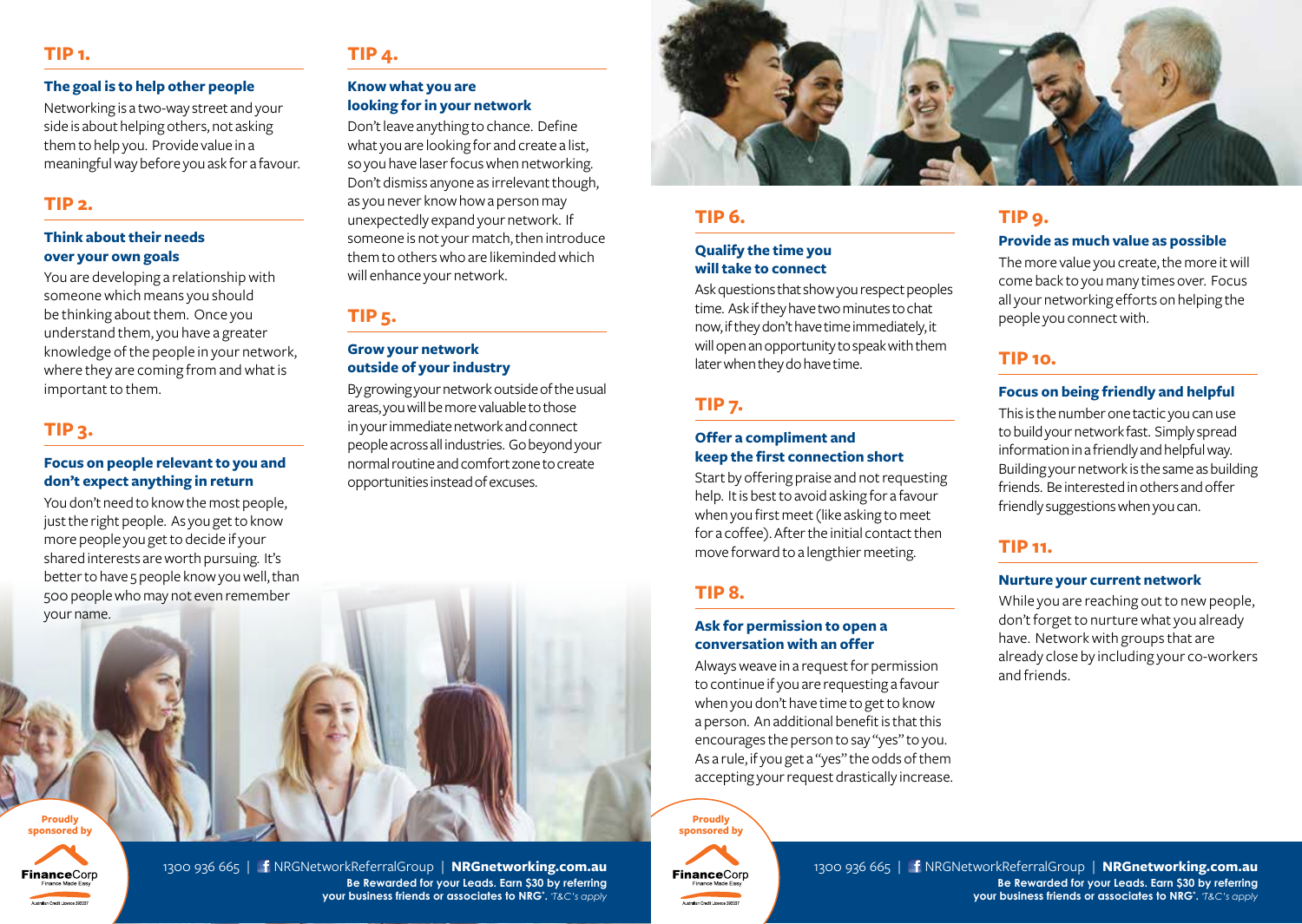## TIP 1.

### The goal is to help other people

Networking is a two-way street and your side is about helping others, not asking them to help you. Provide value in a meaningful way before you ask for a favour.

## TIP 2.

### Think about their needs over your own goals

You are developing a relationship with someone which means you should be thinking about them. Once you understand them, you have a greater knowledge of the people in your network, where they are coming from and what is important to them.

## TIP 3.

### Focus on people relevant to you and don't expect anything in return

You don't need to know the most people, just the right people. As you get to know more people you get to decide if your shared interests are worth pursuing. It's better to have 5 people know you well, than 500 people who may not even remember your name.

## TIP 4.

### Know what you are looking for in your network

Don't leave anything to chance. Define what you are looking for and create a list, so you have laser focus when networking. Don't dismiss anyone as irrelevant though, as you never know how a person may unexpectedly expand your network. If someone is not your match, then introduce them to others who are likeminded which will enhance your network.

## TIP 5.

### Grow your network outside of your industry

By growing your network outside of the usual areas, you will be more valuable to those in your immediate network and connect people across all industries. Go beyond your normal routine and comfort zone to create opportunities instead of excuses.

Proudly sponsored by

FinanceCorp
Finance Made Easy
Australian Credit Licence 385037

1300 936 665 | NRGNetworkReferralGroup | **NRGnetworking.com.au**

**Be Rewarded for your Leads. Earn $30 by referring your business friends or associates to NRG*.** *T&C's apply*

## TIP 6.

### Qualify the time you will take to connect

Ask questions that show you respect peoples time. Ask if they have two minutes to chat now, if they don't have time immediately, it will open an opportunity to speak with them later when they do have time.

## TIP 7.

### Offer a compliment and keep the first connection short

Start by offering praise and not requesting help. It is best to avoid asking for a favour when you first meet (like asking to meet for a coffee). After the initial contact then move forward to a lengthier meeting.

## TIP 8.

### Ask for permission to open a conversation with an offer

Always weave in a request for permission to continue if you are requesting a favour when you don't have time to get to know a person. An additional benefit is that this encourages the person to say "yes" to you. As a rule, if you get a "yes" the odds of them accepting your request drastically increase.

## TIP 9.

### Provide as much value as possible

The more value you create, the more it will come back to you many times over. Focus all your networking efforts on helping the people you connect with.

## TIP 10.

### Focus on being friendly and helpful

This is the number one tactic you can use to build your network fast. Simply spread information in a friendly and helpful way. Building your network is the same as building friends. Be interested in others and offer friendly suggestions when you can.

## TIP 11.

### Nurture your current network

While you are reaching out to new people, don't forget to nurture what you already have. Network with groups that are already close by including your co-workers and friends.

Proudly sponsored by

FinanceCorp
Finance Made Easy
Australian Credit Licence 385037

1300 936 665 | NRGNetworkReferralGroup | **NRGnetworking.com.au**

**Be Rewarded for your Leads. Earn $30 by referring your business friends or associates to NRG*.** *T&C's apply*